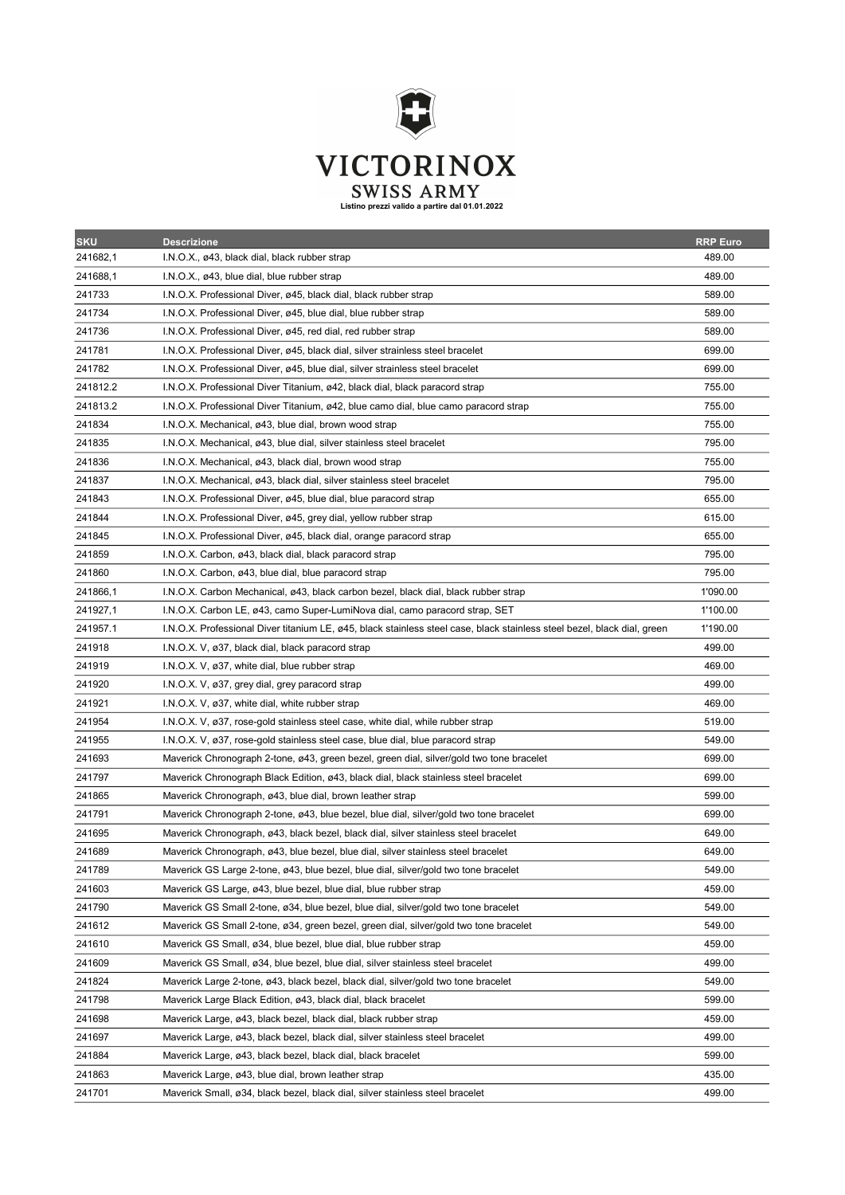VICTORINOX
SWISS ARMY

**Listino prezzi valido a partire dal 01.01.2022**

| SKU | Descrizione | RRP Euro |
|---|---|---|
| 241682,1 | I.N.O.X., ø43, black dial, black rubber strap | 489.00 |
| 241688,1 | I.N.O.X., ø43, blue dial, blue rubber strap | 489.00 |
| 241733 | I.N.O.X. Professional Diver, ø45, black dial, black rubber strap | 589.00 |
| 241734 | I.N.O.X. Professional Diver, ø45, blue dial, blue rubber strap | 589.00 |
| 241736 | I.N.O.X. Professional Diver, ø45, red dial, red rubber strap | 589.00 |
| 241781 | I.N.O.X. Professional Diver, ø45, black dial, silver strainless steel bracelet | 699.00 |
| 241782 | I.N.O.X. Professional Diver, ø45, blue dial, silver strainless steel bracelet | 699.00 |
| 241812.2 | I.N.O.X. Professional Diver Titanium, ø42, black dial, black paracord strap | 755.00 |
| 241813.2 | I.N.O.X. Professional Diver Titanium, ø42, blue camo dial, blue camo paracord strap | 755.00 |
| 241834 | I.N.O.X. Mechanical, ø43, blue dial, brown wood strap | 755.00 |
| 241835 | I.N.O.X. Mechanical, ø43, blue dial, silver stainless steel bracelet | 795.00 |
| 241836 | I.N.O.X. Mechanical, ø43, black dial, brown wood strap | 755.00 |
| 241837 | I.N.O.X. Mechanical, ø43, black dial, silver stainless steel bracelet | 795.00 |
| 241843 | I.N.O.X. Professional Diver, ø45, blue dial, blue paracord strap | 655.00 |
| 241844 | I.N.O.X. Professional Diver, ø45, grey dial, yellow rubber strap | 615.00 |
| 241845 | I.N.O.X. Professional Diver, ø45, black dial, orange paracord strap | 655.00 |
| 241859 | I.N.O.X. Carbon, ø43, black dial, black paracord strap | 795.00 |
| 241860 | I.N.O.X. Carbon, ø43, blue dial, blue paracord strap | 795.00 |
| 241866,1 | I.N.O.X. Carbon Mechanical, ø43, black carbon bezel, black dial, black rubber strap | 1'090.00 |
| 241927,1 | I.N.O.X. Carbon LE, ø43, camo Super-LumiNova dial, camo paracord strap, SET | 1'100.00 |
| 241957.1 | I.N.O.X. Professional Diver titanium LE, ø45, black stainless steel case, black stainless steel bezel, black dial, green | 1'190.00 |
| 241918 | I.N.O.X. V, ø37, black dial, black paracord strap | 499.00 |
| 241919 | I.N.O.X. V, ø37, white dial, blue rubber strap | 469.00 |
| 241920 | I.N.O.X. V, ø37, grey dial, grey paracord strap | 499.00 |
| 241921 | I.N.O.X. V, ø37, white dial, white rubber strap | 469.00 |
| 241954 | I.N.O.X. V, ø37, rose-gold stainless steel case, white dial, while rubber strap | 519.00 |
| 241955 | I.N.O.X. V, ø37, rose-gold stainless steel case, blue dial, blue paracord strap | 549.00 |
| 241693 | Maverick Chronograph 2-tone, ø43, green bezel, green dial, silver/gold two tone bracelet | 699.00 |
| 241797 | Maverick Chronograph Black Edition, ø43, black dial, black stainless steel bracelet | 699.00 |
| 241865 | Maverick Chronograph, ø43, blue dial, brown leather strap | 599.00 |
| 241791 | Maverick Chronograph 2-tone, ø43, blue bezel, blue dial, silver/gold two tone bracelet | 699.00 |
| 241695 | Maverick Chronograph, ø43, black bezel, black dial, silver stainless steel bracelet | 649.00 |
| 241689 | Maverick Chronograph, ø43, blue bezel, blue dial, silver stainless steel bracelet | 649.00 |
| 241789 | Maverick GS Large 2-tone, ø43, blue bezel, blue dial, silver/gold two tone bracelet | 549.00 |
| 241603 | Maverick GS Large, ø43, blue bezel, blue dial, blue rubber strap | 459.00 |
| 241790 | Maverick GS Small 2-tone, ø34, blue bezel, blue dial, silver/gold two tone bracelet | 549.00 |
| 241612 | Maverick GS Small 2-tone, ø34, green bezel, green dial, silver/gold two tone bracelet | 549.00 |
| 241610 | Maverick GS Small, ø34, blue bezel, blue dial, blue rubber strap | 459.00 |
| 241609 | Maverick GS Small, ø34, blue bezel, blue dial, silver stainless steel bracelet | 499.00 |
| 241824 | Maverick Large 2-tone, ø43, black bezel, black dial, silver/gold two tone bracelet | 549.00 |
| 241798 | Maverick Large Black Edition, ø43, black dial, black bracelet | 599.00 |
| 241698 | Maverick Large, ø43, black bezel, black dial, black rubber strap | 459.00 |
| 241697 | Maverick Large, ø43, black bezel, black dial, silver stainless steel bracelet | 499.00 |
| 241884 | Maverick Large, ø43, black bezel, black dial, black bracelet | 599.00 |
| 241863 | Maverick Large, ø43, blue dial, brown leather strap | 435.00 |
| 241701 | Maverick Small, ø34, black bezel, black dial, silver stainless steel bracelet | 499.00 |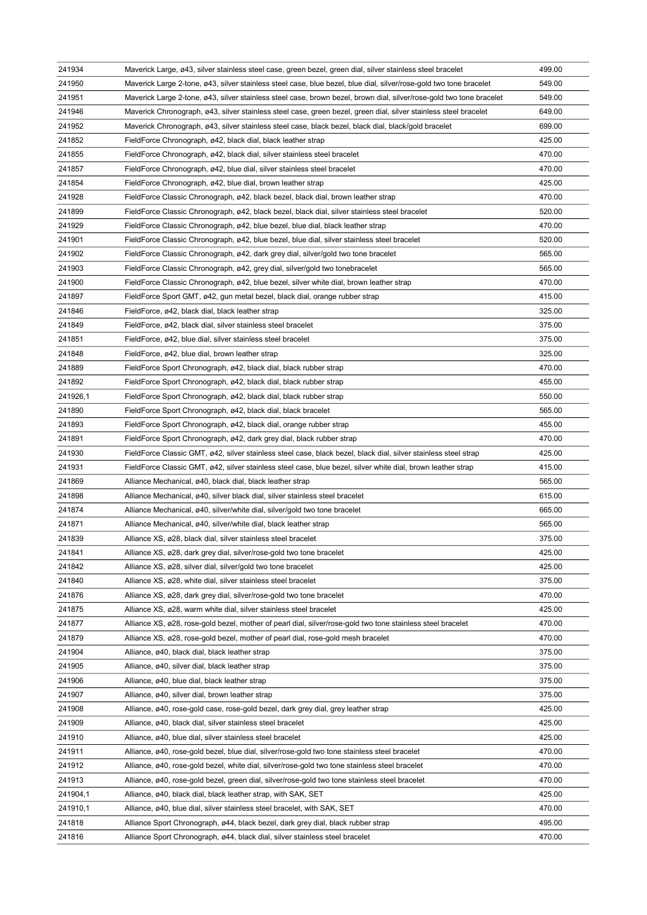| | | |
|---|---|---|
| 241934 | Maverick Large, ø43, silver stainless steel case, green bezel, green dial, silver stainless steel bracelet | 499.00 |
| 241950 | Maverick Large 2-tone, ø43, silver stainless steel case, blue bezel, blue dial, silver/rose-gold two tone bracelet | 549.00 |
| 241951 | Maverick Large 2-tone, ø43, silver stainless steel case, brown bezel, brown dial, silver/rose-gold two tone bracelet | 549.00 |
| 241946 | Maverick Chronograph, ø43, silver stainless steel case, green bezel, green dial, silver stainless steel bracelet | 649.00 |
| 241952 | Maverick Chronograph, ø43, silver stainless steel case, black bezel, black dial, black/gold bracelet | 699.00 |
| 241852 | FieldForce Chronograph, ø42, black dial, black leather strap | 425.00 |
| 241855 | FieldForce Chronograph, ø42, black dial, silver stainless steel bracelet | 470.00 |
| 241857 | FieldForce Chronograph, ø42, blue dial, silver stainless steel bracelet | 470.00 |
| 241854 | FieldForce Chronograph, ø42, blue dial, brown leather strap | 425.00 |
| 241928 | FieldForce Classic Chronograph, ø42, black bezel, black dial, brown leather strap | 470.00 |
| 241899 | FieldForce Classic Chronograph, ø42, black bezel, black dial, silver stainless steel bracelet | 520.00 |
| 241929 | FieldForce Classic Chronograph, ø42, blue bezel, blue dial, black leather strap | 470.00 |
| 241901 | FieldForce Classic Chronograph, ø42, blue bezel, blue dial, silver stainless steel bracelet | 520.00 |
| 241902 | FieldForce Classic Chronograph, ø42, dark grey dial, silver/gold two tone bracelet | 565.00 |
| 241903 | FieldForce Classic Chronograph, ø42, grey dial, silver/gold two tonebracelet | 565.00 |
| 241900 | FieldForce Classic Chronograph, ø42, blue bezel, silver white dial, brown leather strap | 470.00 |
| 241897 | FieldForce Sport GMT, ø42, gun metal bezel, black dial, orange rubber strap | 415.00 |
| 241846 | FieldForce, ø42, black dial, black leather strap | 325.00 |
| 241849 | FieldForce, ø42, black dial, silver stainless steel bracelet | 375.00 |
| 241851 | FieldForce, ø42, blue dial, silver stainless steel bracelet | 375.00 |
| 241848 | FieldForce, ø42, blue dial, brown leather strap | 325.00 |
| 241889 | FieldForce Sport Chronograph, ø42, black dial, black rubber strap | 470.00 |
| 241892 | FieldForce Sport Chronograph, ø42, black dial, black rubber strap | 455.00 |
| 241926,1 | FieldForce Sport Chronograph, ø42, black dial, black rubber strap | 550.00 |
| 241890 | FieldForce Sport Chronograph, ø42, black dial, black bracelet | 565.00 |
| 241893 | FieldForce Sport Chronograph, ø42, black dial, orange rubber strap | 455.00 |
| 241891 | FieldForce Sport Chronograph, ø42, dark grey dial, black rubber strap | 470.00 |
| 241930 | FieldForce Classic GMT, ø42, silver stainless steel case, black bezel, black dial, silver stainless steel strap | 425.00 |
| 241931 | FieldForce Classic GMT, ø42, silver stainless steel case, blue bezel, silver white dial, brown leather strap | 415.00 |
| 241869 | Alliance Mechanical, ø40, black dial, black leather strap | 565.00 |
| 241898 | Alliance Mechanical, ø40, silver black dial, silver stainless steel bracelet | 615.00 |
| 241874 | Alliance Mechanical, ø40, silver/white dial, silver/gold two tone bracelet | 665.00 |
| 241871 | Alliance Mechanical, ø40, silver/white dial, black leather strap | 565.00 |
| 241839 | Alliance XS, ø28, black dial, silver stainless steel bracelet | 375.00 |
| 241841 | Alliance XS, ø28, dark grey dial, silver/rose-gold two tone bracelet | 425.00 |
| 241842 | Alliance XS, ø28, silver dial, silver/gold two tone bracelet | 425.00 |
| 241840 | Alliance XS, ø28, white dial, silver stainless steel bracelet | 375.00 |
| 241876 | Alliance XS, ø28, dark grey dial, silver/rose-gold two tone bracelet | 470.00 |
| 241875 | Alliance XS, ø28, warm white dial, silver stainless steel bracelet | 425.00 |
| 241877 | Alliance XS, ø28, rose-gold bezel, mother of pearl dial, silver/rose-gold two tone stainless steel bracelet | 470.00 |
| 241879 | Alliance XS, ø28, rose-gold bezel, mother of pearl dial, rose-gold mesh bracelet | 470.00 |
| 241904 | Alliance, ø40, black dial, black leather strap | 375.00 |
| 241905 | Alliance, ø40, silver dial, black leather strap | 375.00 |
| 241906 | Alliance, ø40, blue dial, black leather strap | 375.00 |
| 241907 | Alliance, ø40, silver dial, brown leather strap | 375.00 |
| 241908 | Alliance, ø40, rose-gold case, rose-gold bezel, dark grey dial, grey leather strap | 425.00 |
| 241909 | Alliance, ø40, black dial, silver stainless steel bracelet | 425.00 |
| 241910 | Alliance, ø40, blue dial, silver stainless steel bracelet | 425.00 |
| 241911 | Alliance, ø40, rose-gold bezel, blue dial, silver/rose-gold two tone stainless steel bracelet | 470.00 |
| 241912 | Alliance, ø40, rose-gold bezel, white dial, silver/rose-gold two tone stainless steel bracelet | 470.00 |
| 241913 | Alliance, ø40, rose-gold bezel, green dial, silver/rose-gold two tone stainless steel bracelet | 470.00 |
| 241904,1 | Alliance, ø40, black dial, black leather strap, with SAK, SET | 425.00 |
| 241910,1 | Alliance, ø40, blue dial, silver stainless steel bracelet, with SAK, SET | 470.00 |
| 241818 | Alliance Sport Chronograph, ø44, black bezel, dark grey dial, black rubber strap | 495.00 |
| 241816 | Alliance Sport Chronograph, ø44, black dial, silver stainless steel bracelet | 470.00 |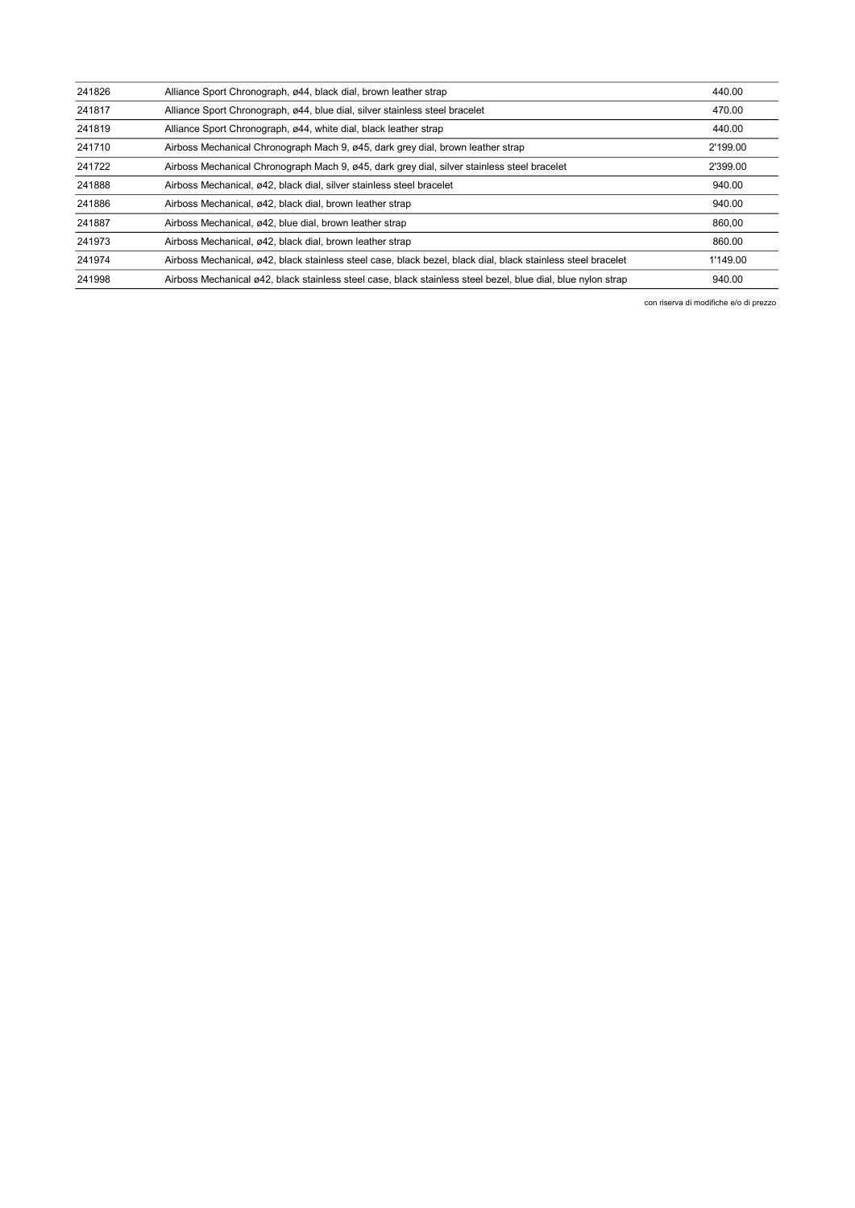| | | |
|---|---|---|
| 241826 | Alliance Sport Chronograph, ø44, black dial, brown leather strap | 440.00 |
| 241817 | Alliance Sport Chronograph, ø44, blue dial, silver stainless steel bracelet | 470.00 |
| 241819 | Alliance Sport Chronograph, ø44, white dial, black leather strap | 440.00 |
| 241710 | Airboss Mechanical Chronograph Mach 9, ø45, dark grey dial, brown leather strap | 2'199.00 |
| 241722 | Airboss Mechanical Chronograph Mach 9, ø45, dark grey dial, silver stainless steel bracelet | 2'399.00 |
| 241888 | Airboss Mechanical, ø42, black dial, silver stainless steel bracelet | 940.00 |
| 241886 | Airboss Mechanical, ø42, black dial, brown leather strap | 940.00 |
| 241887 | Airboss Mechanical, ø42, blue dial, brown leather strap | 860,00 |
| 241973 | Airboss Mechanical, ø42, black dial, brown leather strap | 860.00 |
| 241974 | Airboss Mechanical, ø42, black stainless steel case, black bezel, black dial, black stainless steel bracelet | 1'149.00 |
| 241998 | Airboss Mechanical ø42, black stainless steel case, black stainless steel bezel, blue dial, blue nylon strap | 940.00 |

con riserva di modifiche e/o di prezzo